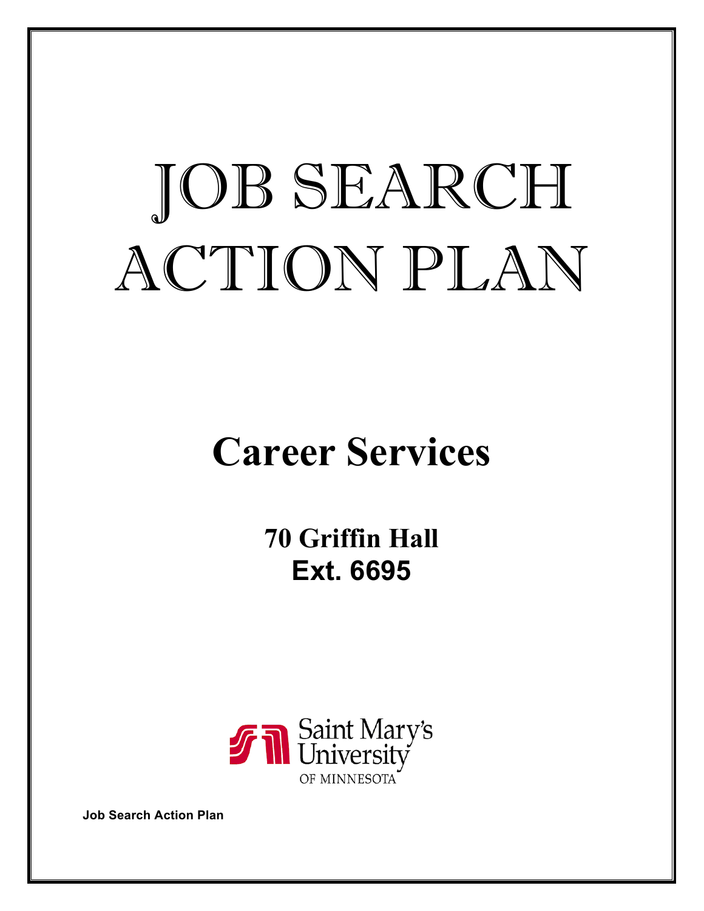# JOB SEARCH ACTION PLAN

## Career Services

**70 Griffin Hall**
**Ext. 6695**

Saint Mary's University
OF MINNESOTA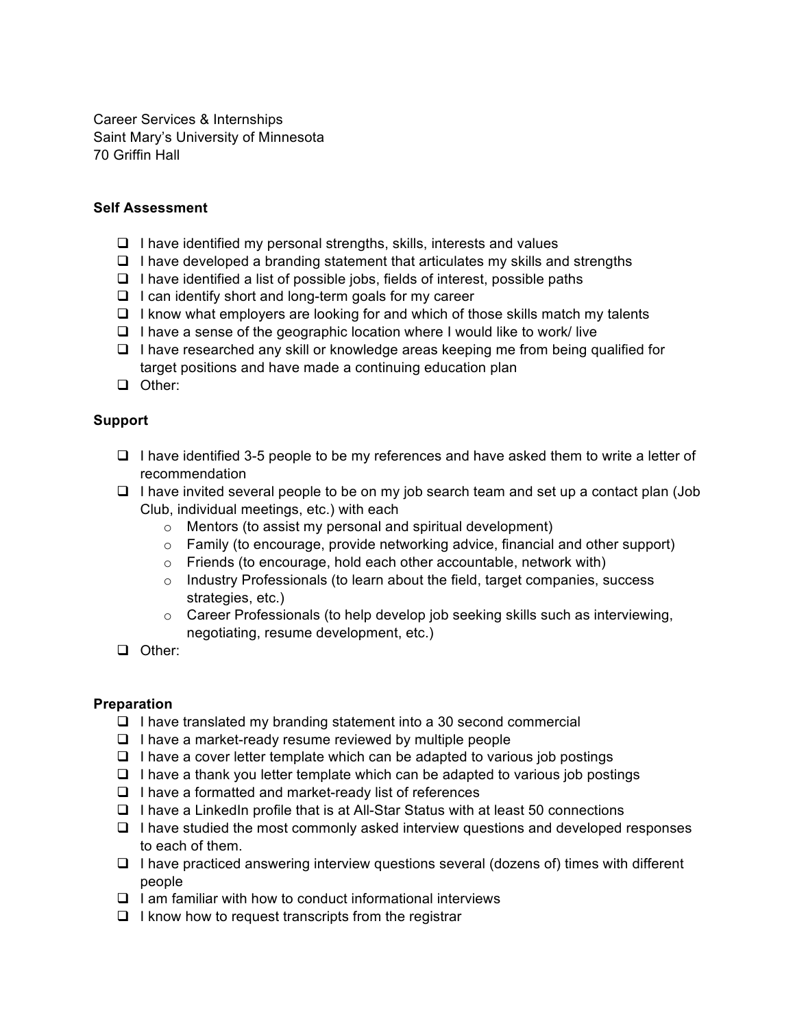Career Services & Internships
Saint Mary's University of Minnesota
70 Griffin Hall

**Self Assessment**

- ❑ I have identified my personal strengths, skills, interests and values
- ❑ I have developed a branding statement that articulates my skills and strengths
- ❑ I have identified a list of possible jobs, fields of interest, possible paths
- ❑ I can identify short and long-term goals for my career
- ❑ I know what employers are looking for and which of those skills match my talents
- ❑ I have a sense of the geographic location where I would like to work/ live
- ❑ I have researched any skill or knowledge areas keeping me from being qualified for target positions and have made a continuing education plan
- ❑ Other:

**Support**

- ❑ I have identified 3-5 people to be my references and have asked them to write a letter of recommendation
- ❑ I have invited several people to be on my job search team and set up a contact plan (Job Club, individual meetings, etc.) with each
    - o Mentors (to assist my personal and spiritual development)
    - o Family (to encourage, provide networking advice, financial and other support)
    - o Friends (to encourage, hold each other accountable, network with)
    - o Industry Professionals (to learn about the field, target companies, success strategies, etc.)
    - o Career Professionals (to help develop job seeking skills such as interviewing, negotiating, resume development, etc.)
- ❑ Other:

**Preparation**

- ❑ I have translated my branding statement into a 30 second commercial
- ❑ I have a market-ready resume reviewed by multiple people
- ❑ I have a cover letter template which can be adapted to various job postings
- ❑ I have a thank you letter template which can be adapted to various job postings
- ❑ I have a formatted and market-ready list of references
- ❑ I have a LinkedIn profile that is at All-Star Status with at least 50 connections
- ❑ I have studied the most commonly asked interview questions and developed responses to each of them.
- ❑ I have practiced answering interview questions several (dozens of) times with different people
- ❑ I am familiar with how to conduct informational interviews
- ❑ I know how to request transcripts from the registrar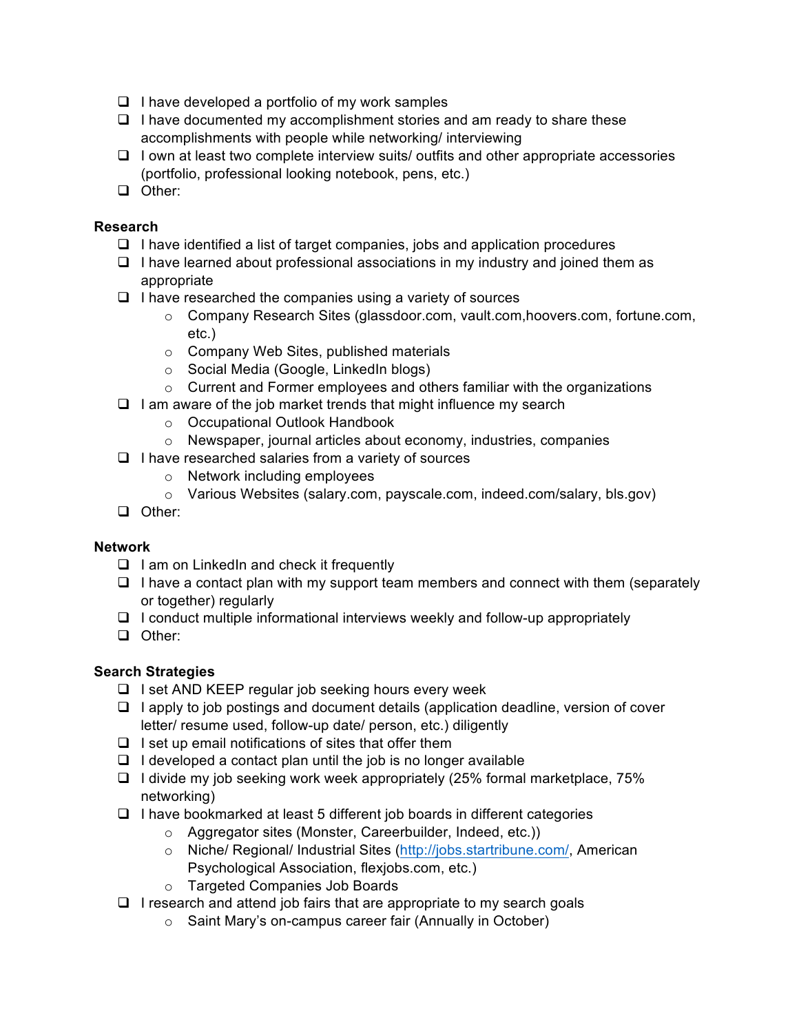- [ ] I have developed a portfolio of my work samples
- [ ] I have documented my accomplishment stories and am ready to share these accomplishments with people while networking/ interviewing
- [ ] I own at least two complete interview suits/ outfits and other appropriate accessories (portfolio, professional looking notebook, pens, etc.)
- [ ] Other:

**Research**

- [ ] I have identified a list of target companies, jobs and application procedures
- [ ] I have learned about professional associations in my industry and joined them as appropriate
- [ ] I have researched the companies using a variety of sources
    - Company Research Sites (glassdoor.com, vault.com,hoovers.com, fortune.com, etc.)
    - Company Web Sites, published materials
    - Social Media (Google, LinkedIn blogs)
    - Current and Former employees and others familiar with the organizations
- [ ] I am aware of the job market trends that might influence my search
    - Occupational Outlook Handbook
    - Newspaper, journal articles about economy, industries, companies
- [ ] I have researched salaries from a variety of sources
    - Network including employees
    - Various Websites (salary.com, payscale.com, indeed.com/salary, bls.gov)
- [ ] Other:

**Network**

- [ ] I am on LinkedIn and check it frequently
- [ ] I have a contact plan with my support team members and connect with them (separately or together) regularly
- [ ] I conduct multiple informational interviews weekly and follow-up appropriately
- [ ] Other:

**Search Strategies**

- [ ] I set AND KEEP regular job seeking hours every week
- [ ] I apply to job postings and document details (application deadline, version of cover letter/ resume used, follow-up date/ person, etc.) diligently
- [ ] I set up email notifications of sites that offer them
- [ ] I developed a contact plan until the job is no longer available
- [ ] I divide my job seeking work week appropriately (25% formal marketplace, 75% networking)
- [ ] I have bookmarked at least 5 different job boards in different categories
    - Aggregator sites (Monster, Careerbuilder, Indeed, etc.))
    - Niche/ Regional/ Industrial Sites (http://jobs.startribune.com/, American Psychological Association, flexjobs.com, etc.)
    - Targeted Companies Job Boards
- [ ] I research and attend job fairs that are appropriate to my search goals
    - Saint Mary's on-campus career fair (Annually in October)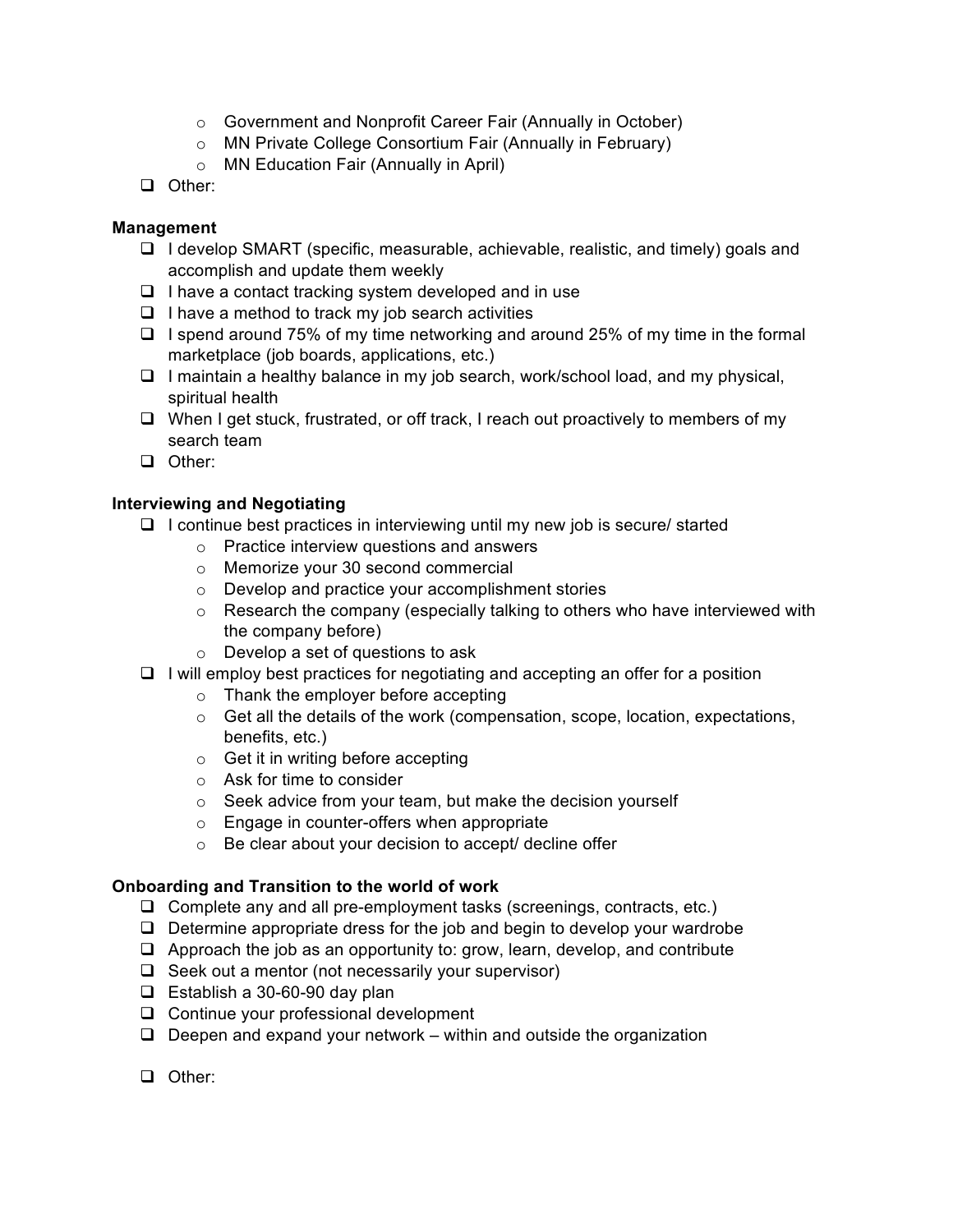- Government and Nonprofit Career Fair (Annually in October)
    - MN Private College Consortium Fair (Annually in February)
    - MN Education Fair (Annually in April)
- ❑ Other:

**Management**

- ❑ I develop SMART (specific, measurable, achievable, realistic, and timely) goals and accomplish and update them weekly
- ❑ I have a contact tracking system developed and in use
- ❑ I have a method to track my job search activities
- ❑ I spend around 75% of my time networking and around 25% of my time in the formal marketplace (job boards, applications, etc.)
- ❑ I maintain a healthy balance in my job search, work/school load, and my physical, spiritual health
- ❑ When I get stuck, frustrated, or off track, I reach out proactively to members of my search team
- ❑ Other:

**Interviewing and Negotiating**

- ❑ I continue best practices in interviewing until my new job is secure/ started
    - Practice interview questions and answers
    - Memorize your 30 second commercial
    - Develop and practice your accomplishment stories
    - Research the company (especially talking to others who have interviewed with the company before)
    - Develop a set of questions to ask
- ❑ I will employ best practices for negotiating and accepting an offer for a position
    - Thank the employer before accepting
    - Get all the details of the work (compensation, scope, location, expectations, benefits, etc.)
    - Get it in writing before accepting
    - Ask for time to consider
    - Seek advice from your team, but make the decision yourself
    - Engage in counter-offers when appropriate
    - Be clear about your decision to accept/ decline offer

**Onboarding and Transition to the world of work**

- ❑ Complete any and all pre-employment tasks (screenings, contracts, etc.)
- ❑ Determine appropriate dress for the job and begin to develop your wardrobe
- ❑ Approach the job as an opportunity to: grow, learn, develop, and contribute
- ❑ Seek out a mentor (not necessarily your supervisor)
- ❑ Establish a 30-60-90 day plan
- ❑ Continue your professional development
- ❑ Deepen and expand your network – within and outside the organization

- ❑ Other: